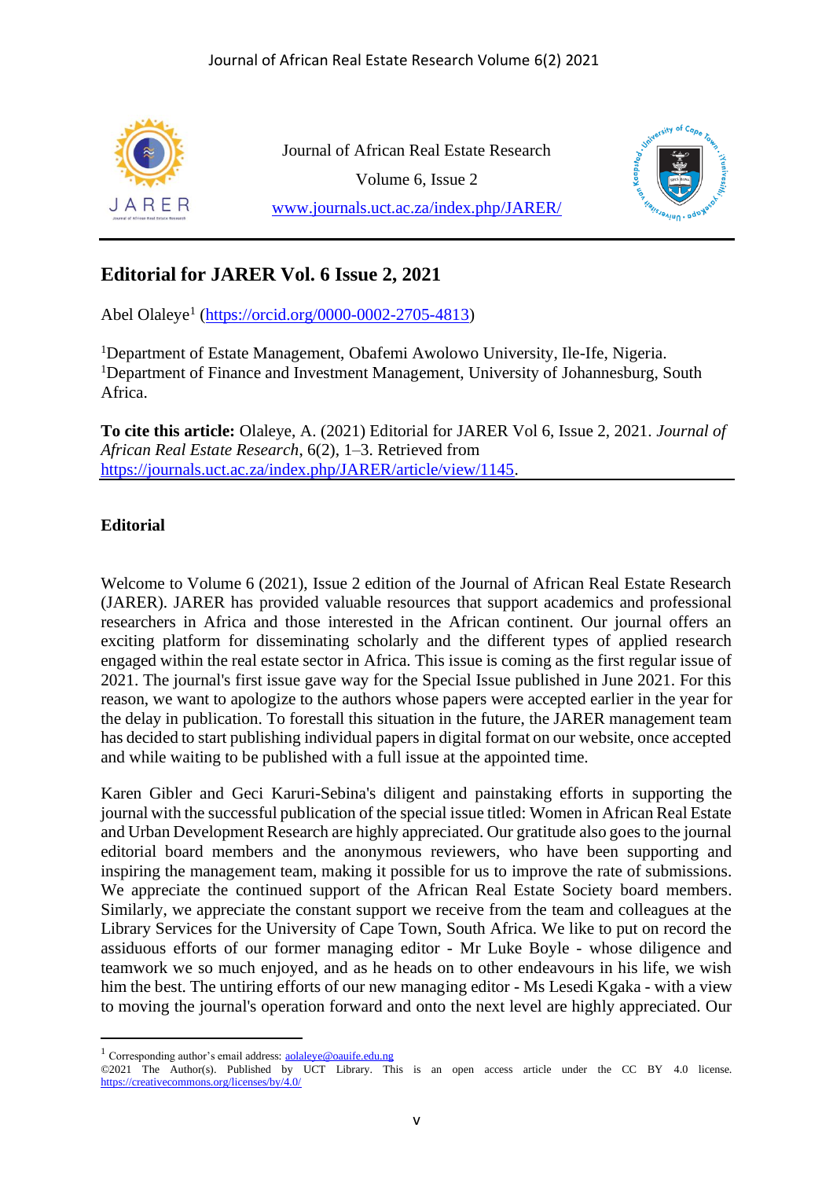Journal of African Real Estate Research

Volume 6, Issue 2

www.journals.uct.ac.za/index.php/JARER/

# Editorial for JARER Vol. 6 Issue 2, 2021

Abel Olaleye[1] (https://orcid.org/0000-0002-2705-4813)

[1]Department of Estate Management, Obafemi Awolowo University, Ile-Ife, Nigeria.
[1]Department of Finance and Investment Management, University of Johannesburg, South Africa.

**To cite this article:** Olaleye, A. (2021) Editorial for JARER Vol 6, Issue 2, 2021. *Journal of African Real Estate Research*, 6(2), 1–3. Retrieved from https://journals.uct.ac.za/index.php/JARER/article/view/1145.

## Editorial

Welcome to Volume 6 (2021), Issue 2 edition of the Journal of African Real Estate Research (JARER). JARER has provided valuable resources that support academics and professional researchers in Africa and those interested in the African continent. Our journal offers an exciting platform for disseminating scholarly and the different types of applied research engaged within the real estate sector in Africa. This issue is coming as the first regular issue of 2021. The journal's first issue gave way for the Special Issue published in June 2021. For this reason, we want to apologize to the authors whose papers were accepted earlier in the year for the delay in publication. To forestall this situation in the future, the JARER management team has decided to start publishing individual papers in digital format on our website, once accepted and while waiting to be published with a full issue at the appointed time.

Karen Gibler and Geci Karuri-Sebina's diligent and painstaking efforts in supporting the journal with the successful publication of the special issue titled: Women in African Real Estate and Urban Development Research are highly appreciated. Our gratitude also goes to the journal editorial board members and the anonymous reviewers, who have been supporting and inspiring the management team, making it possible for us to improve the rate of submissions. We appreciate the continued support of the African Real Estate Society board members. Similarly, we appreciate the constant support we receive from the team and colleagues at the Library Services for the University of Cape Town, South Africa. We like to put on record the assiduous efforts of our former managing editor - Mr Luke Boyle - whose diligence and teamwork we so much enjoyed, and as he heads on to other endeavours in his life, we wish him the best. The untiring efforts of our new managing editor - Ms Lesedi Kgaka - with a view to moving the journal's operation forward and onto the next level are highly appreciated. Our

[1] Corresponding author's email address: aolaleye@oauife.edu.ng
©2021 The Author(s). Published by UCT Library. This is an open access article under the CC BY 4.0 license. https://creativecommons.org/licenses/by/4.0/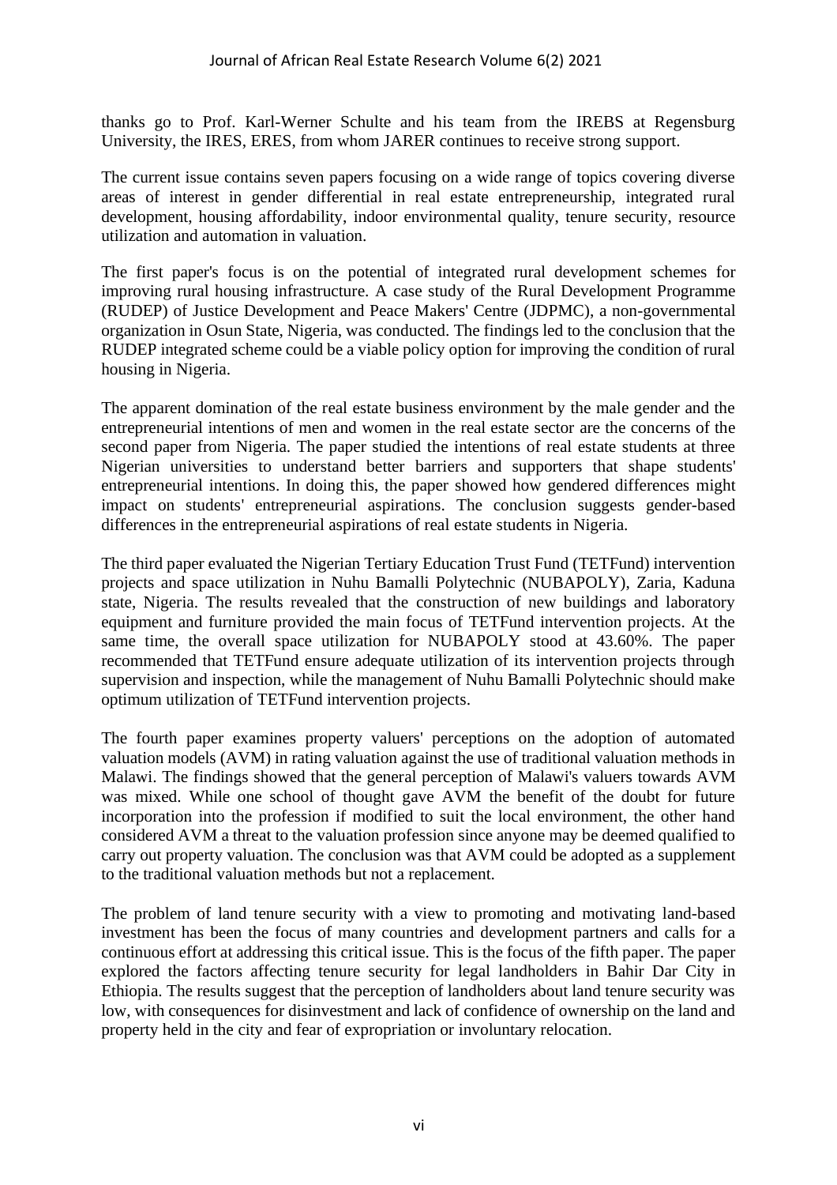thanks go to Prof. Karl-Werner Schulte and his team from the IREBS at Regensburg University, the IRES, ERES, from whom JARER continues to receive strong support.

The current issue contains seven papers focusing on a wide range of topics covering diverse areas of interest in gender differential in real estate entrepreneurship, integrated rural development, housing affordability, indoor environmental quality, tenure security, resource utilization and automation in valuation.

The first paper's focus is on the potential of integrated rural development schemes for improving rural housing infrastructure. A case study of the Rural Development Programme (RUDEP) of Justice Development and Peace Makers' Centre (JDPMC), a non-governmental organization in Osun State, Nigeria, was conducted. The findings led to the conclusion that the RUDEP integrated scheme could be a viable policy option for improving the condition of rural housing in Nigeria.

The apparent domination of the real estate business environment by the male gender and the entrepreneurial intentions of men and women in the real estate sector are the concerns of the second paper from Nigeria. The paper studied the intentions of real estate students at three Nigerian universities to understand better barriers and supporters that shape students' entrepreneurial intentions. In doing this, the paper showed how gendered differences might impact on students' entrepreneurial aspirations. The conclusion suggests gender-based differences in the entrepreneurial aspirations of real estate students in Nigeria.

The third paper evaluated the Nigerian Tertiary Education Trust Fund (TETFund) intervention projects and space utilization in Nuhu Bamalli Polytechnic (NUBAPOLY), Zaria, Kaduna state, Nigeria. The results revealed that the construction of new buildings and laboratory equipment and furniture provided the main focus of TETFund intervention projects. At the same time, the overall space utilization for NUBAPOLY stood at 43.60%. The paper recommended that TETFund ensure adequate utilization of its intervention projects through supervision and inspection, while the management of Nuhu Bamalli Polytechnic should make optimum utilization of TETFund intervention projects.

The fourth paper examines property valuers' perceptions on the adoption of automated valuation models (AVM) in rating valuation against the use of traditional valuation methods in Malawi. The findings showed that the general perception of Malawi's valuers towards AVM was mixed. While one school of thought gave AVM the benefit of the doubt for future incorporation into the profession if modified to suit the local environment, the other hand considered AVM a threat to the valuation profession since anyone may be deemed qualified to carry out property valuation. The conclusion was that AVM could be adopted as a supplement to the traditional valuation methods but not a replacement.

The problem of land tenure security with a view to promoting and motivating land-based investment has been the focus of many countries and development partners and calls for a continuous effort at addressing this critical issue. This is the focus of the fifth paper. The paper explored the factors affecting tenure security for legal landholders in Bahir Dar City in Ethiopia. The results suggest that the perception of landholders about land tenure security was low, with consequences for disinvestment and lack of confidence of ownership on the land and property held in the city and fear of expropriation or involuntary relocation.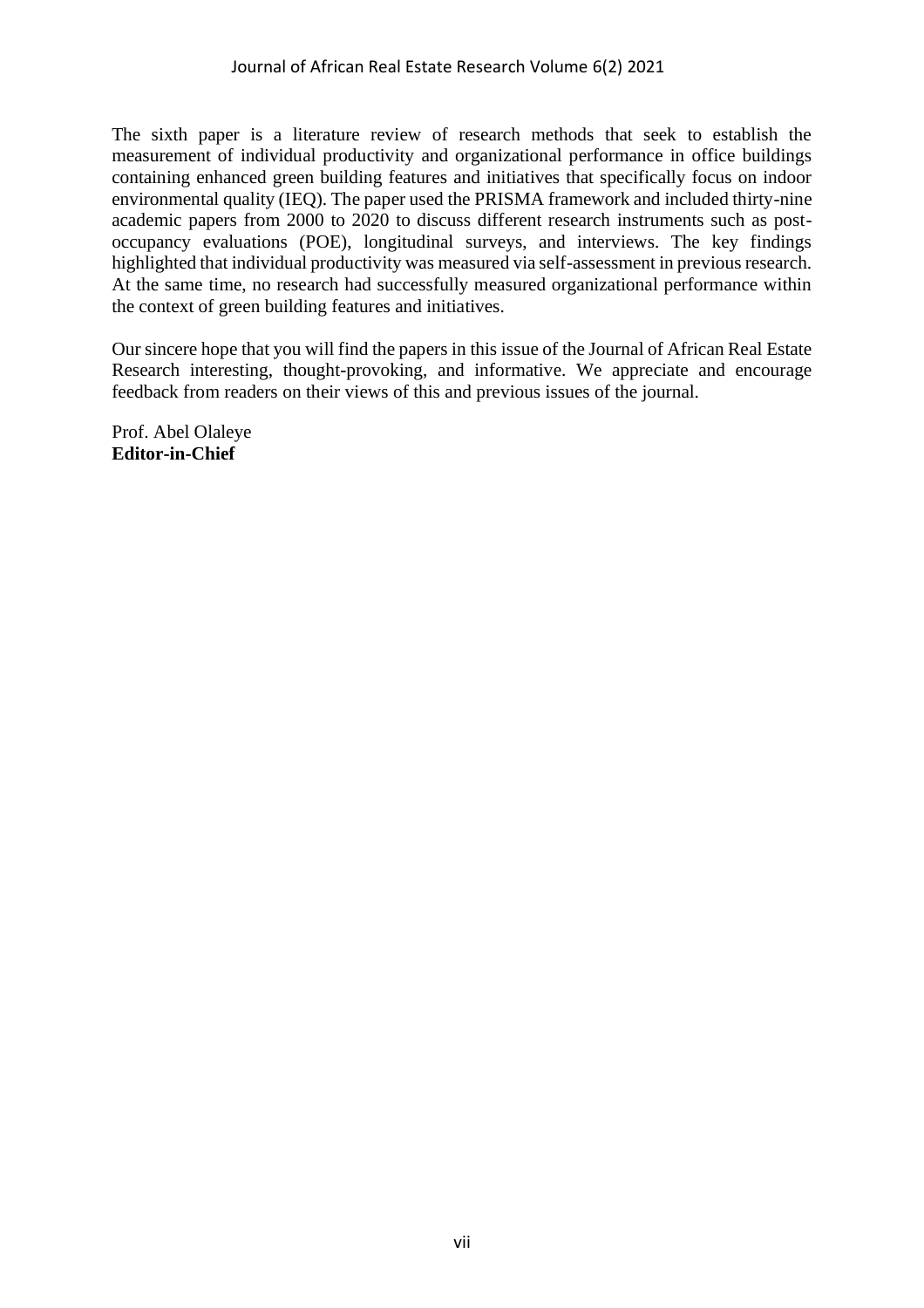The sixth paper is a literature review of research methods that seek to establish the measurement of individual productivity and organizational performance in office buildings containing enhanced green building features and initiatives that specifically focus on indoor environmental quality (IEQ). The paper used the PRISMA framework and included thirty-nine academic papers from 2000 to 2020 to discuss different research instruments such as post-occupancy evaluations (POE), longitudinal surveys, and interviews. The key findings highlighted that individual productivity was measured via self-assessment in previous research. At the same time, no research had successfully measured organizational performance within the context of green building features and initiatives.

Our sincere hope that you will find the papers in this issue of the Journal of African Real Estate Research interesting, thought-provoking, and informative. We appreciate and encourage feedback from readers on their views of this and previous issues of the journal.

Prof. Abel Olaleye
**Editor-in-Chief**